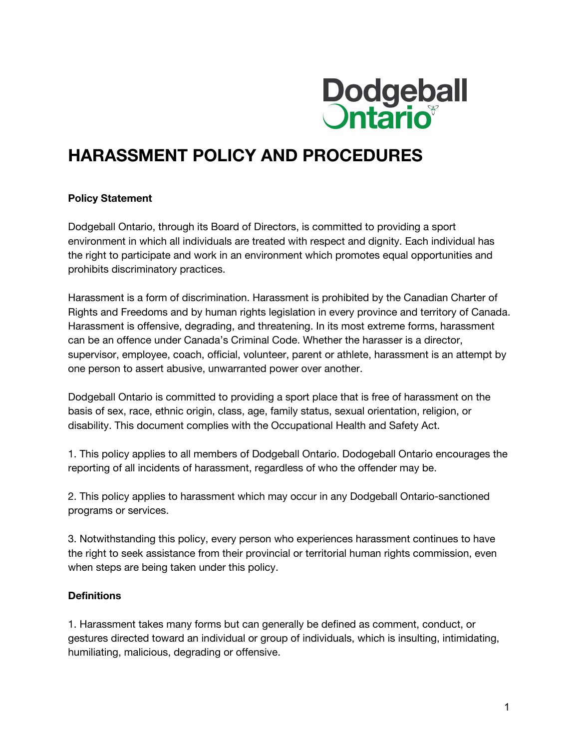# HARASSMENT POLICY AND PROCEDURES

**Policy Statement**

Dodgeball Ontario, through its Board of Directors, is committed to providing a sport environment in which all individuals are treated with respect and dignity. Each individual has the right to participate and work in an environment which promotes equal opportunities and prohibits discriminatory practices.

Harassment is a form of discrimination. Harassment is prohibited by the Canadian Charter of Rights and Freedoms and by human rights legislation in every province and territory of Canada. Harassment is offensive, degrading, and threatening. In its most extreme forms, harassment can be an offence under Canada's Criminal Code. Whether the harasser is a director, supervisor, employee, coach, official, volunteer, parent or athlete, harassment is an attempt by one person to assert abusive, unwarranted power over another.

Dodgeball Ontario is committed to providing a sport place that is free of harassment on the basis of sex, race, ethnic origin, class, age, family status, sexual orientation, religion, or disability. This document complies with the Occupational Health and Safety Act.

1. This policy applies to all members of Dodgeball Ontario. Dodogeball Ontario encourages the reporting of all incidents of harassment, regardless of who the offender may be.

2. This policy applies to harassment which may occur in any Dodgeball Ontario-sanctioned programs or services.

3. Notwithstanding this policy, every person who experiences harassment continues to have the right to seek assistance from their provincial or territorial human rights commission, even when steps are being taken under this policy.

**Definitions**

1. Harassment takes many forms but can generally be defined as comment, conduct, or gestures directed toward an individual or group of individuals, which is insulting, intimidating, humiliating, malicious, degrading or offensive.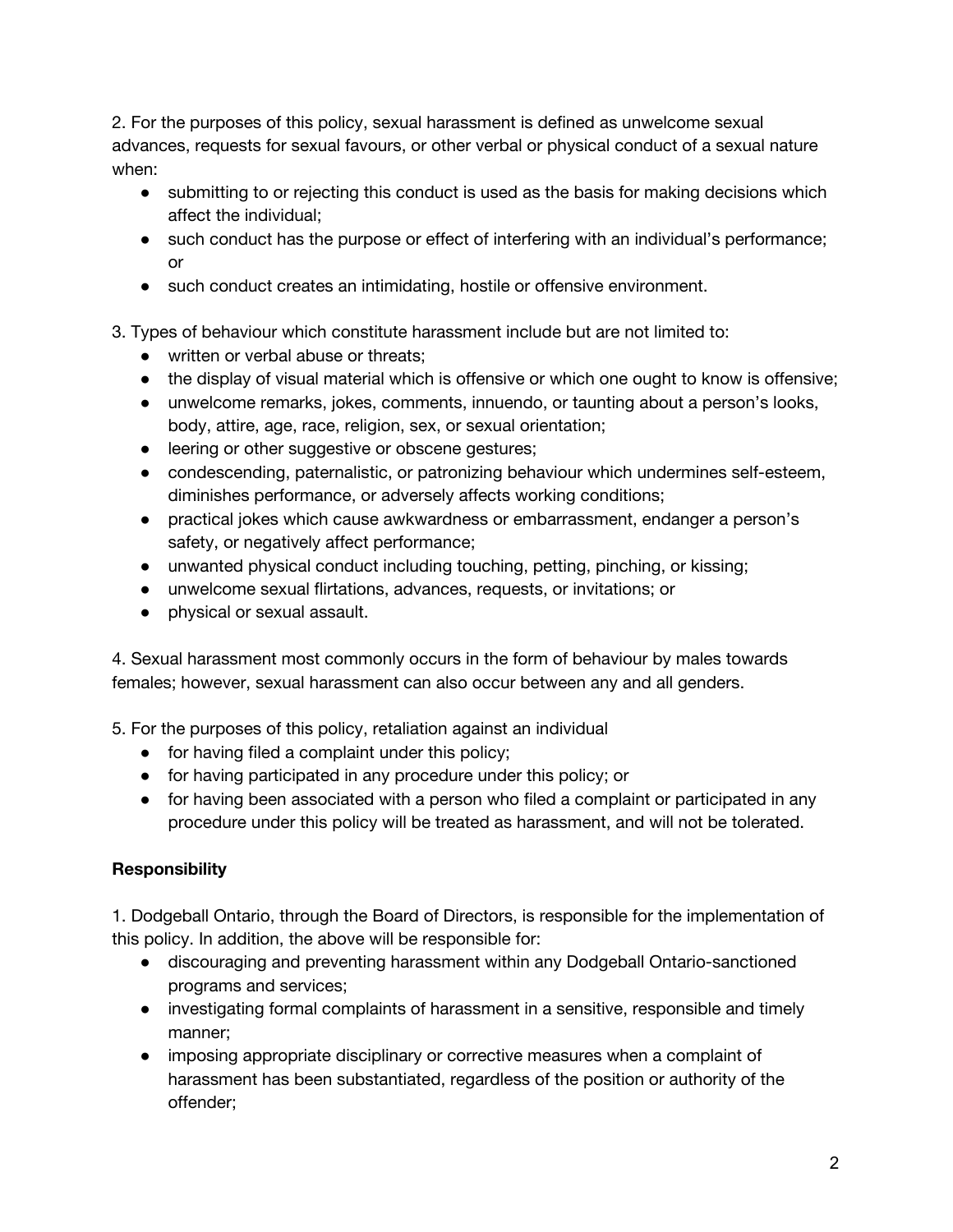2. For the purposes of this policy, sexual harassment is defined as unwelcome sexual advances, requests for sexual favours, or other verbal or physical conduct of a sexual nature when:

- submitting to or rejecting this conduct is used as the basis for making decisions which affect the individual;
- such conduct has the purpose or effect of interfering with an individual's performance; or
- such conduct creates an intimidating, hostile or offensive environment.

3. Types of behaviour which constitute harassment include but are not limited to:

- written or verbal abuse or threats;
- the display of visual material which is offensive or which one ought to know is offensive;
- unwelcome remarks, jokes, comments, innuendo, or taunting about a person's looks, body, attire, age, race, religion, sex, or sexual orientation;
- leering or other suggestive or obscene gestures;
- condescending, paternalistic, or patronizing behaviour which undermines self-esteem, diminishes performance, or adversely affects working conditions;
- practical jokes which cause awkwardness or embarrassment, endanger a person's safety, or negatively affect performance;
- unwanted physical conduct including touching, petting, pinching, or kissing;
- unwelcome sexual flirtations, advances, requests, or invitations; or
- physical or sexual assault.

4. Sexual harassment most commonly occurs in the form of behaviour by males towards females; however, sexual harassment can also occur between any and all genders.

5. For the purposes of this policy, retaliation against an individual

- for having filed a complaint under this policy;
- for having participated in any procedure under this policy; or
- for having been associated with a person who filed a complaint or participated in any procedure under this policy will be treated as harassment, and will not be tolerated.

**Responsibility**

1. Dodgeball Ontario, through the Board of Directors, is responsible for the implementation of this policy. In addition, the above will be responsible for:

- discouraging and preventing harassment within any Dodgeball Ontario-sanctioned programs and services;
- investigating formal complaints of harassment in a sensitive, responsible and timely manner;
- imposing appropriate disciplinary or corrective measures when a complaint of harassment has been substantiated, regardless of the position or authority of the offender;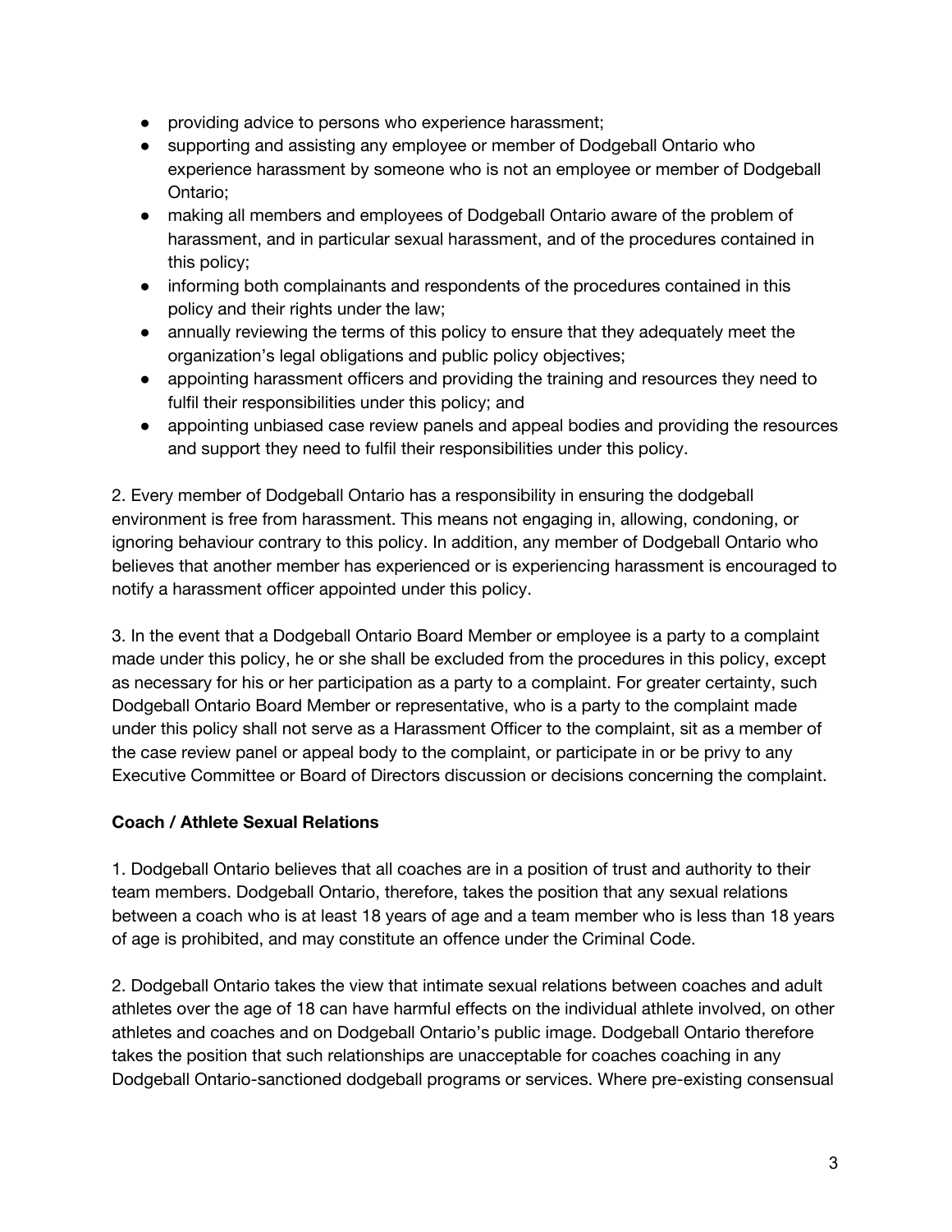- providing advice to persons who experience harassment;
- supporting and assisting any employee or member of Dodgeball Ontario who experience harassment by someone who is not an employee or member of Dodgeball Ontario;
- making all members and employees of Dodgeball Ontario aware of the problem of harassment, and in particular sexual harassment, and of the procedures contained in this policy;
- informing both complainants and respondents of the procedures contained in this policy and their rights under the law;
- annually reviewing the terms of this policy to ensure that they adequately meet the organization's legal obligations and public policy objectives;
- appointing harassment officers and providing the training and resources they need to fulfil their responsibilities under this policy; and
- appointing unbiased case review panels and appeal bodies and providing the resources and support they need to fulfil their responsibilities under this policy.

2. Every member of Dodgeball Ontario has a responsibility in ensuring the dodgeball environment is free from harassment. This means not engaging in, allowing, condoning, or ignoring behaviour contrary to this policy. In addition, any member of Dodgeball Ontario who believes that another member has experienced or is experiencing harassment is encouraged to notify a harassment officer appointed under this policy.

3. In the event that a Dodgeball Ontario Board Member or employee is a party to a complaint made under this policy, he or she shall be excluded from the procedures in this policy, except as necessary for his or her participation as a party to a complaint. For greater certainty, such Dodgeball Ontario Board Member or representative, who is a party to the complaint made under this policy shall not serve as a Harassment Officer to the complaint, sit as a member of the case review panel or appeal body to the complaint, or participate in or be privy to any Executive Committee or Board of Directors discussion or decisions concerning the complaint.

**Coach / Athlete Sexual Relations**

1. Dodgeball Ontario believes that all coaches are in a position of trust and authority to their team members. Dodgeball Ontario, therefore, takes the position that any sexual relations between a coach who is at least 18 years of age and a team member who is less than 18 years of age is prohibited, and may constitute an offence under the Criminal Code.

2. Dodgeball Ontario takes the view that intimate sexual relations between coaches and adult athletes over the age of 18 can have harmful effects on the individual athlete involved, on other athletes and coaches and on Dodgeball Ontario's public image. Dodgeball Ontario therefore takes the position that such relationships are unacceptable for coaches coaching in any Dodgeball Ontario-sanctioned dodgeball programs or services. Where pre-existing consensual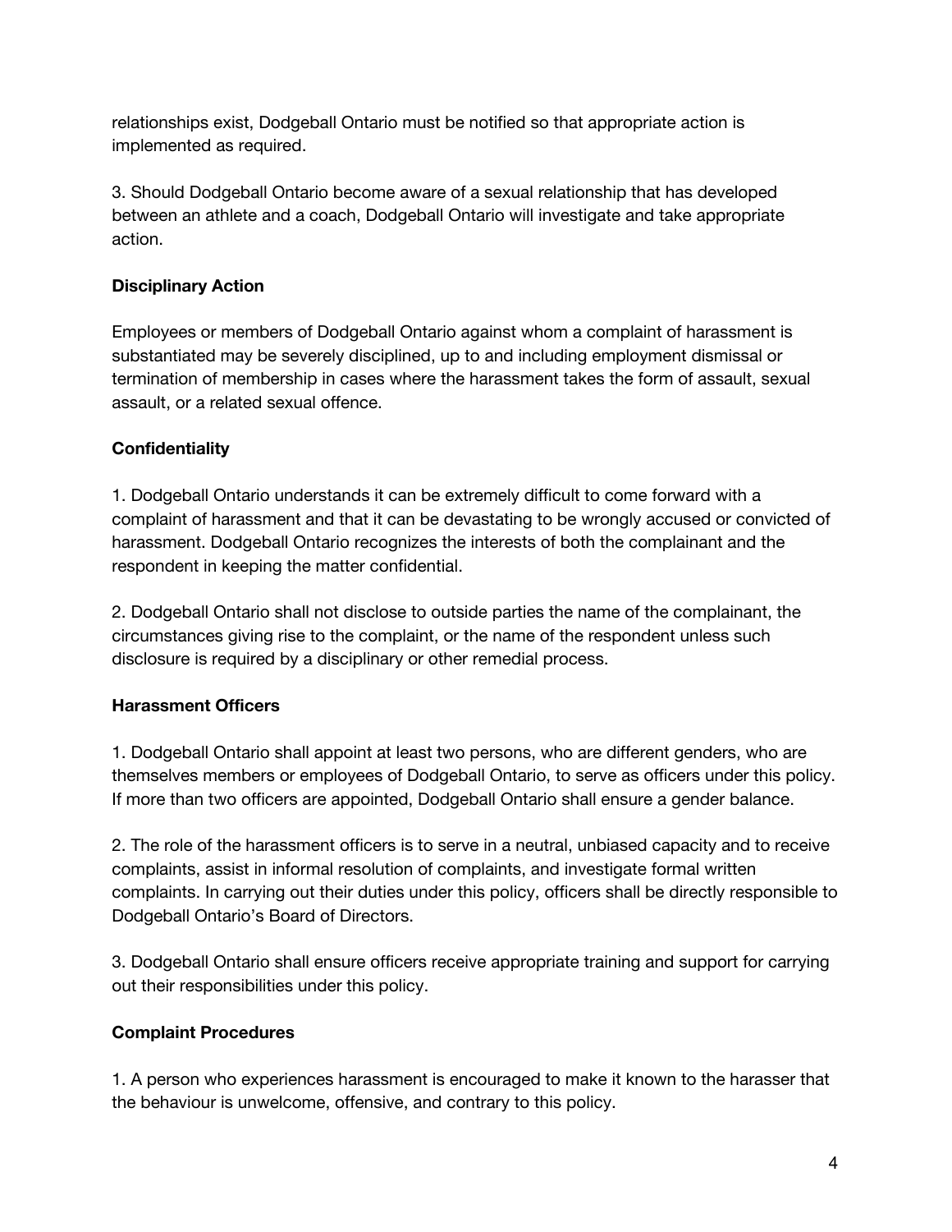relationships exist, Dodgeball Ontario must be notified so that appropriate action is implemented as required.

3. Should Dodgeball Ontario become aware of a sexual relationship that has developed between an athlete and a coach, Dodgeball Ontario will investigate and take appropriate action.

**Disciplinary Action**

Employees or members of Dodgeball Ontario against whom a complaint of harassment is substantiated may be severely disciplined, up to and including employment dismissal or termination of membership in cases where the harassment takes the form of assault, sexual assault, or a related sexual offence.

**Confidentiality**

1. Dodgeball Ontario understands it can be extremely difficult to come forward with a complaint of harassment and that it can be devastating to be wrongly accused or convicted of harassment. Dodgeball Ontario recognizes the interests of both the complainant and the respondent in keeping the matter confidential.

2. Dodgeball Ontario shall not disclose to outside parties the name of the complainant, the circumstances giving rise to the complaint, or the name of the respondent unless such disclosure is required by a disciplinary or other remedial process.

**Harassment Officers**

1. Dodgeball Ontario shall appoint at least two persons, who are different genders, who are themselves members or employees of Dodgeball Ontario, to serve as officers under this policy. If more than two officers are appointed, Dodgeball Ontario shall ensure a gender balance.

2. The role of the harassment officers is to serve in a neutral, unbiased capacity and to receive complaints, assist in informal resolution of complaints, and investigate formal written complaints. In carrying out their duties under this policy, officers shall be directly responsible to Dodgeball Ontario's Board of Directors.

3. Dodgeball Ontario shall ensure officers receive appropriate training and support for carrying out their responsibilities under this policy.

**Complaint Procedures**

1. A person who experiences harassment is encouraged to make it known to the harasser that the behaviour is unwelcome, offensive, and contrary to this policy.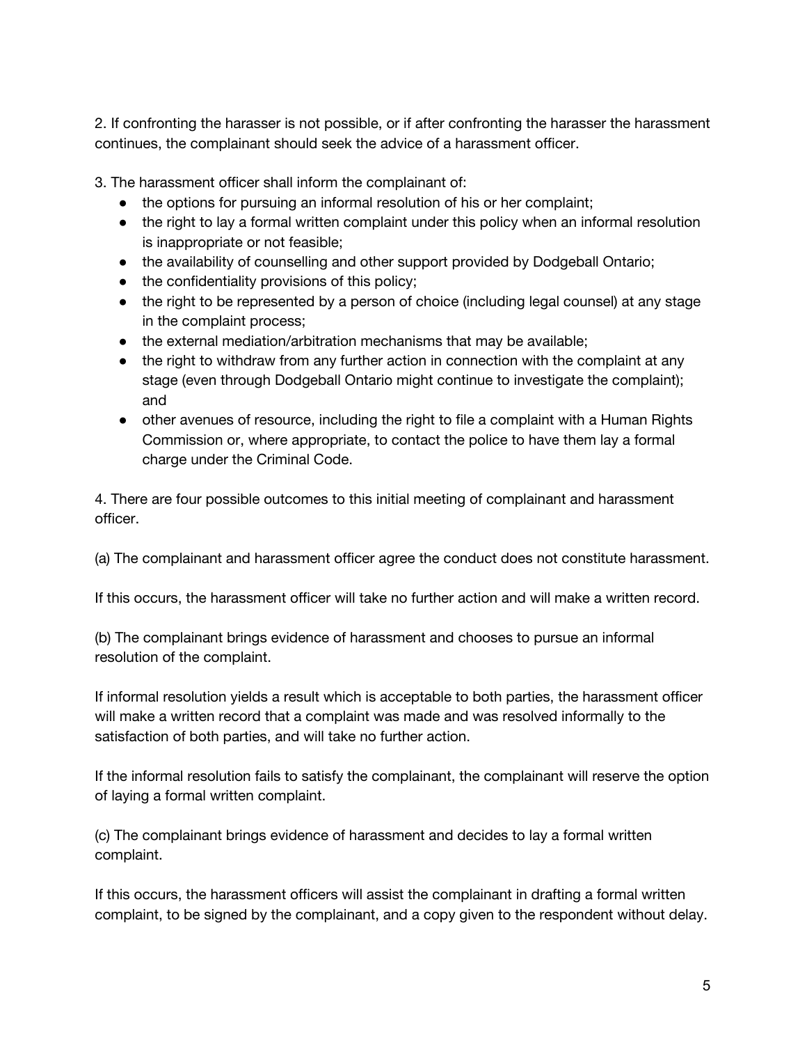2. If confronting the harasser is not possible, or if after confronting the harasser the harassment continues, the complainant should seek the advice of a harassment officer.

3. The harassment officer shall inform the complainant of:

- the options for pursuing an informal resolution of his or her complaint;
- the right to lay a formal written complaint under this policy when an informal resolution is inappropriate or not feasible;
- the availability of counselling and other support provided by Dodgeball Ontario;
- the confidentiality provisions of this policy;
- the right to be represented by a person of choice (including legal counsel) at any stage in the complaint process;
- the external mediation/arbitration mechanisms that may be available;
- the right to withdraw from any further action in connection with the complaint at any stage (even through Dodgeball Ontario might continue to investigate the complaint); and
- other avenues of resource, including the right to file a complaint with a Human Rights Commission or, where appropriate, to contact the police to have them lay a formal charge under the Criminal Code.

4. There are four possible outcomes to this initial meeting of complainant and harassment officer.

(a) The complainant and harassment officer agree the conduct does not constitute harassment.

If this occurs, the harassment officer will take no further action and will make a written record.

(b) The complainant brings evidence of harassment and chooses to pursue an informal resolution of the complaint.

If informal resolution yields a result which is acceptable to both parties, the harassment officer will make a written record that a complaint was made and was resolved informally to the satisfaction of both parties, and will take no further action.

If the informal resolution fails to satisfy the complainant, the complainant will reserve the option of laying a formal written complaint.

(c) The complainant brings evidence of harassment and decides to lay a formal written complaint.

If this occurs, the harassment officers will assist the complainant in drafting a formal written complaint, to be signed by the complainant, and a copy given to the respondent without delay.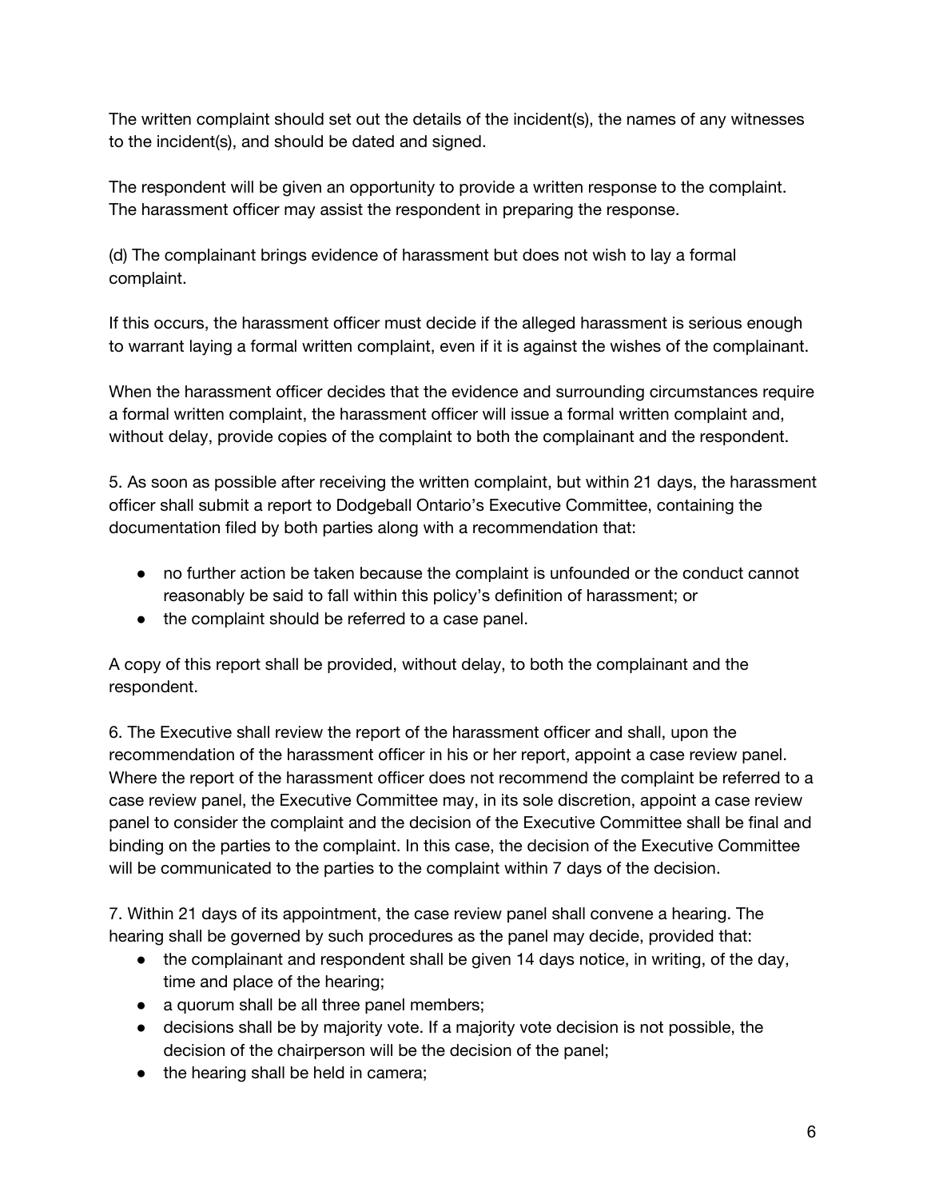The written complaint should set out the details of the incident(s), the names of any witnesses to the incident(s), and should be dated and signed.

The respondent will be given an opportunity to provide a written response to the complaint. The harassment officer may assist the respondent in preparing the response.

(d) The complainant brings evidence of harassment but does not wish to lay a formal complaint.

If this occurs, the harassment officer must decide if the alleged harassment is serious enough to warrant laying a formal written complaint, even if it is against the wishes of the complainant.

When the harassment officer decides that the evidence and surrounding circumstances require a formal written complaint, the harassment officer will issue a formal written complaint and, without delay, provide copies of the complaint to both the complainant and the respondent.

5. As soon as possible after receiving the written complaint, but within 21 days, the harassment officer shall submit a report to Dodgeball Ontario's Executive Committee, containing the documentation filed by both parties along with a recommendation that:

- no further action be taken because the complaint is unfounded or the conduct cannot reasonably be said to fall within this policy's definition of harassment; or
- the complaint should be referred to a case panel.

A copy of this report shall be provided, without delay, to both the complainant and the respondent.

6. The Executive shall review the report of the harassment officer and shall, upon the recommendation of the harassment officer in his or her report, appoint a case review panel. Where the report of the harassment officer does not recommend the complaint be referred to a case review panel, the Executive Committee may, in its sole discretion, appoint a case review panel to consider the complaint and the decision of the Executive Committee shall be final and binding on the parties to the complaint. In this case, the decision of the Executive Committee will be communicated to the parties to the complaint within 7 days of the decision.

7. Within 21 days of its appointment, the case review panel shall convene a hearing. The hearing shall be governed by such procedures as the panel may decide, provided that:

- the complainant and respondent shall be given 14 days notice, in writing, of the day, time and place of the hearing;
- a quorum shall be all three panel members;
- decisions shall be by majority vote. If a majority vote decision is not possible, the decision of the chairperson will be the decision of the panel;
- the hearing shall be held in camera;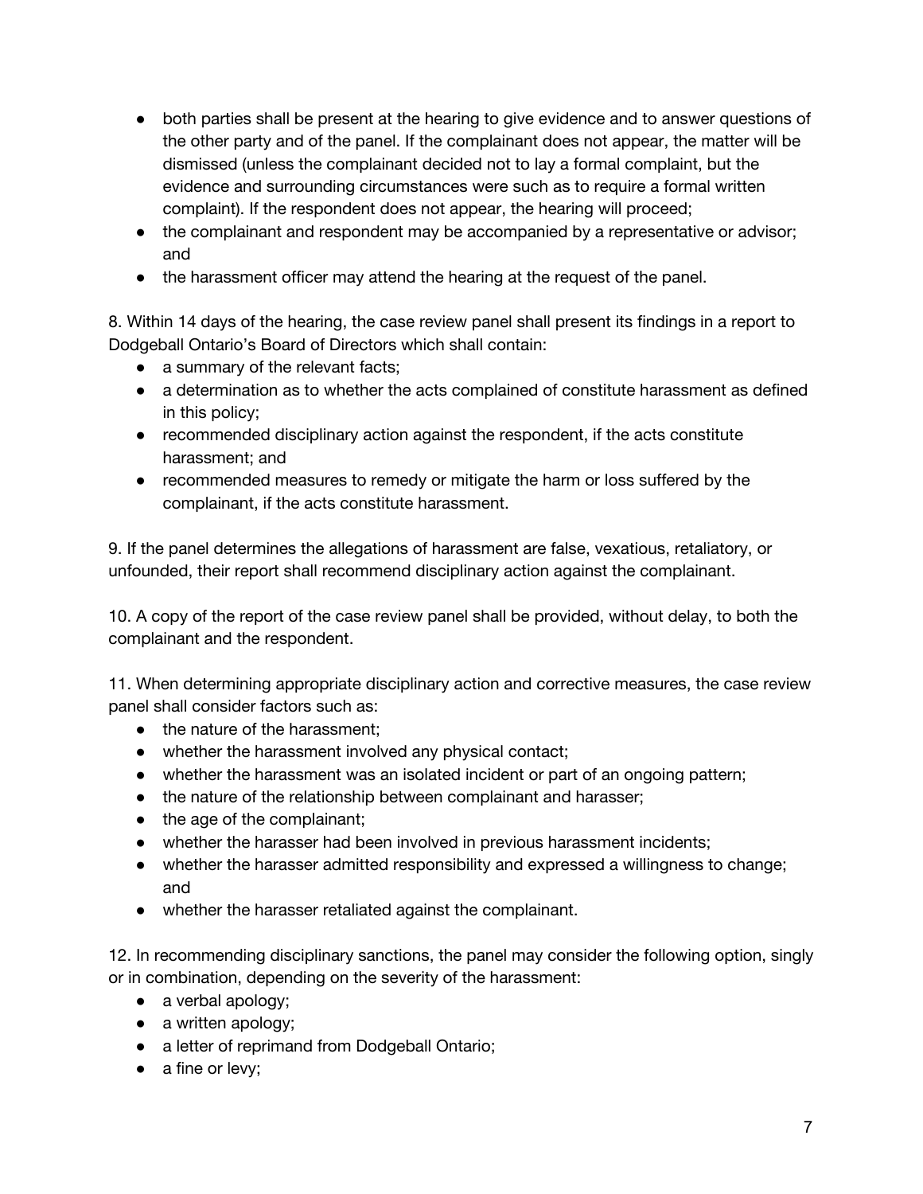- both parties shall be present at the hearing to give evidence and to answer questions of the other party and of the panel. If the complainant does not appear, the matter will be dismissed (unless the complainant decided not to lay a formal complaint, but the evidence and surrounding circumstances were such as to require a formal written complaint). If the respondent does not appear, the hearing will proceed;
- the complainant and respondent may be accompanied by a representative or advisor; and
- the harassment officer may attend the hearing at the request of the panel.

8. Within 14 days of the hearing, the case review panel shall present its findings in a report to Dodgeball Ontario's Board of Directors which shall contain:
   - a summary of the relevant facts;
   - a determination as to whether the acts complained of constitute harassment as defined in this policy;
   - recommended disciplinary action against the respondent, if the acts constitute harassment; and
   - recommended measures to remedy or mitigate the harm or loss suffered by the complainant, if the acts constitute harassment.

9. If the panel determines the allegations of harassment are false, vexatious, retaliatory, or unfounded, their report shall recommend disciplinary action against the complainant.

10. A copy of the report of the case review panel shall be provided, without delay, to both the complainant and the respondent.

11. When determining appropriate disciplinary action and corrective measures, the case review panel shall consider factors such as:
    - the nature of the harassment;
    - whether the harassment involved any physical contact;
    - whether the harassment was an isolated incident or part of an ongoing pattern;
    - the nature of the relationship between complainant and harasser;
    - the age of the complainant;
    - whether the harasser had been involved in previous harassment incidents;
    - whether the harasser admitted responsibility and expressed a willingness to change; and
    - whether the harasser retaliated against the complainant.

12. In recommending disciplinary sanctions, the panel may consider the following option, singly or in combination, depending on the severity of the harassment:
    - a verbal apology;
    - a written apology;
    - a letter of reprimand from Dodgeball Ontario;
    - a fine or levy;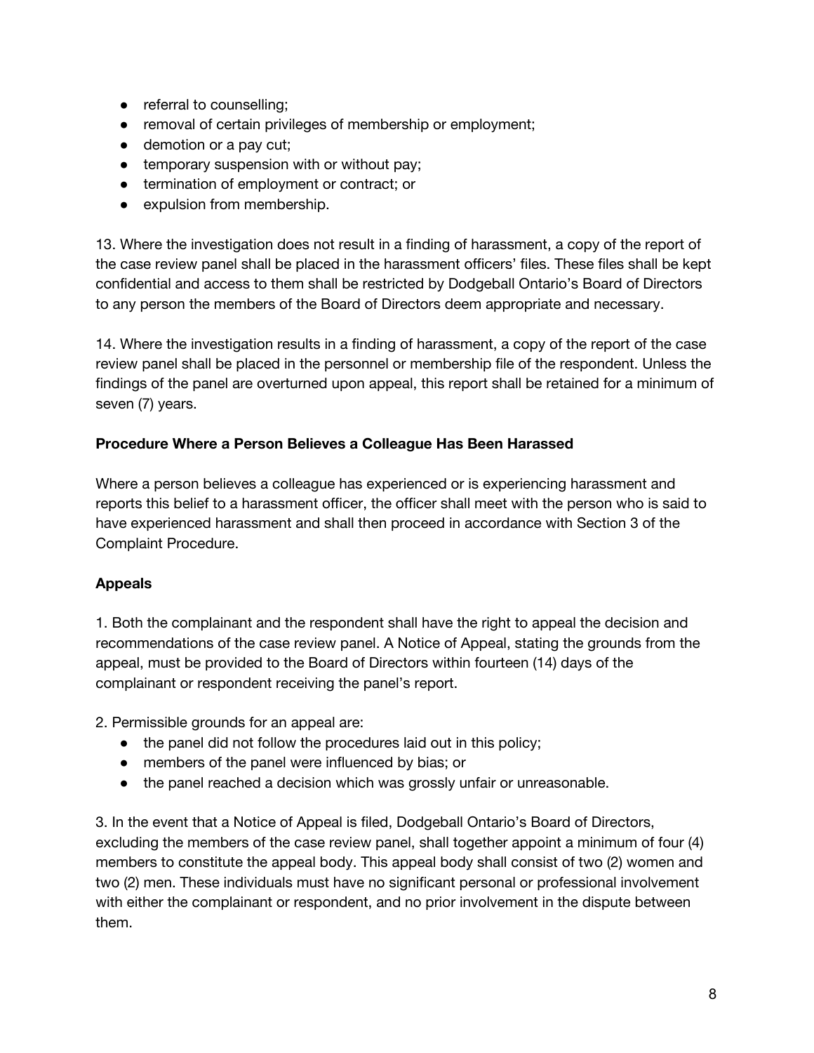- referral to counselling;
- removal of certain privileges of membership or employment;
- demotion or a pay cut;
- temporary suspension with or without pay;
- termination of employment or contract; or
- expulsion from membership.

13. Where the investigation does not result in a finding of harassment, a copy of the report of the case review panel shall be placed in the harassment officers' files. These files shall be kept confidential and access to them shall be restricted by Dodgeball Ontario's Board of Directors to any person the members of the Board of Directors deem appropriate and necessary.

14. Where the investigation results in a finding of harassment, a copy of the report of the case review panel shall be placed in the personnel or membership file of the respondent. Unless the findings of the panel are overturned upon appeal, this report shall be retained for a minimum of seven (7) years.

**Procedure Where a Person Believes a Colleague Has Been Harassed**

Where a person believes a colleague has experienced or is experiencing harassment and reports this belief to a harassment officer, the officer shall meet with the person who is said to have experienced harassment and shall then proceed in accordance with Section 3 of the Complaint Procedure.

**Appeals**

1. Both the complainant and the respondent shall have the right to appeal the decision and recommendations of the case review panel. A Notice of Appeal, stating the grounds from the appeal, must be provided to the Board of Directors within fourteen (14) days of the complainant or respondent receiving the panel's report.

2. Permissible grounds for an appeal are:
   - the panel did not follow the procedures laid out in this policy;
   - members of the panel were influenced by bias; or
   - the panel reached a decision which was grossly unfair or unreasonable.

3. In the event that a Notice of Appeal is filed, Dodgeball Ontario's Board of Directors, excluding the members of the case review panel, shall together appoint a minimum of four (4) members to constitute the appeal body. This appeal body shall consist of two (2) women and two (2) men. These individuals must have no significant personal or professional involvement with either the complainant or respondent, and no prior involvement in the dispute between them.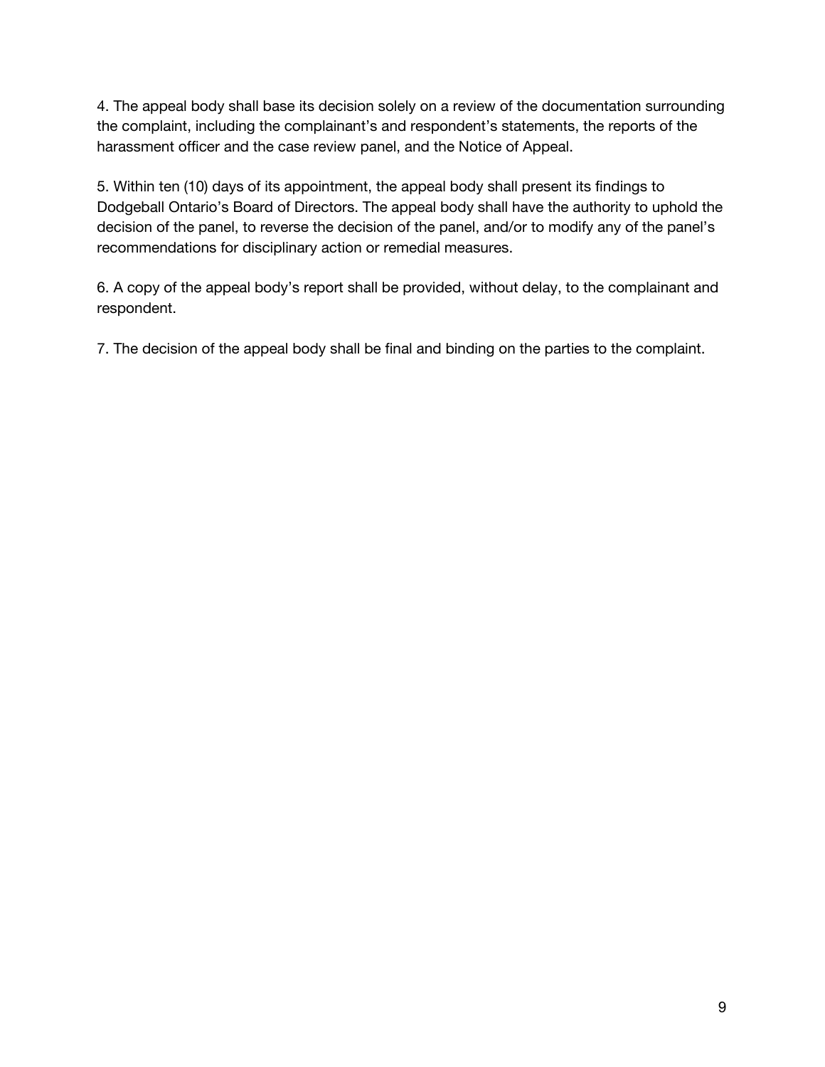4. The appeal body shall base its decision solely on a review of the documentation surrounding the complaint, including the complainant's and respondent's statements, the reports of the harassment officer and the case review panel, and the Notice of Appeal.

5. Within ten (10) days of its appointment, the appeal body shall present its findings to Dodgeball Ontario's Board of Directors. The appeal body shall have the authority to uphold the decision of the panel, to reverse the decision of the panel, and/or to modify any of the panel's recommendations for disciplinary action or remedial measures.

6. A copy of the appeal body's report shall be provided, without delay, to the complainant and respondent.

7. The decision of the appeal body shall be final and binding on the parties to the complaint.